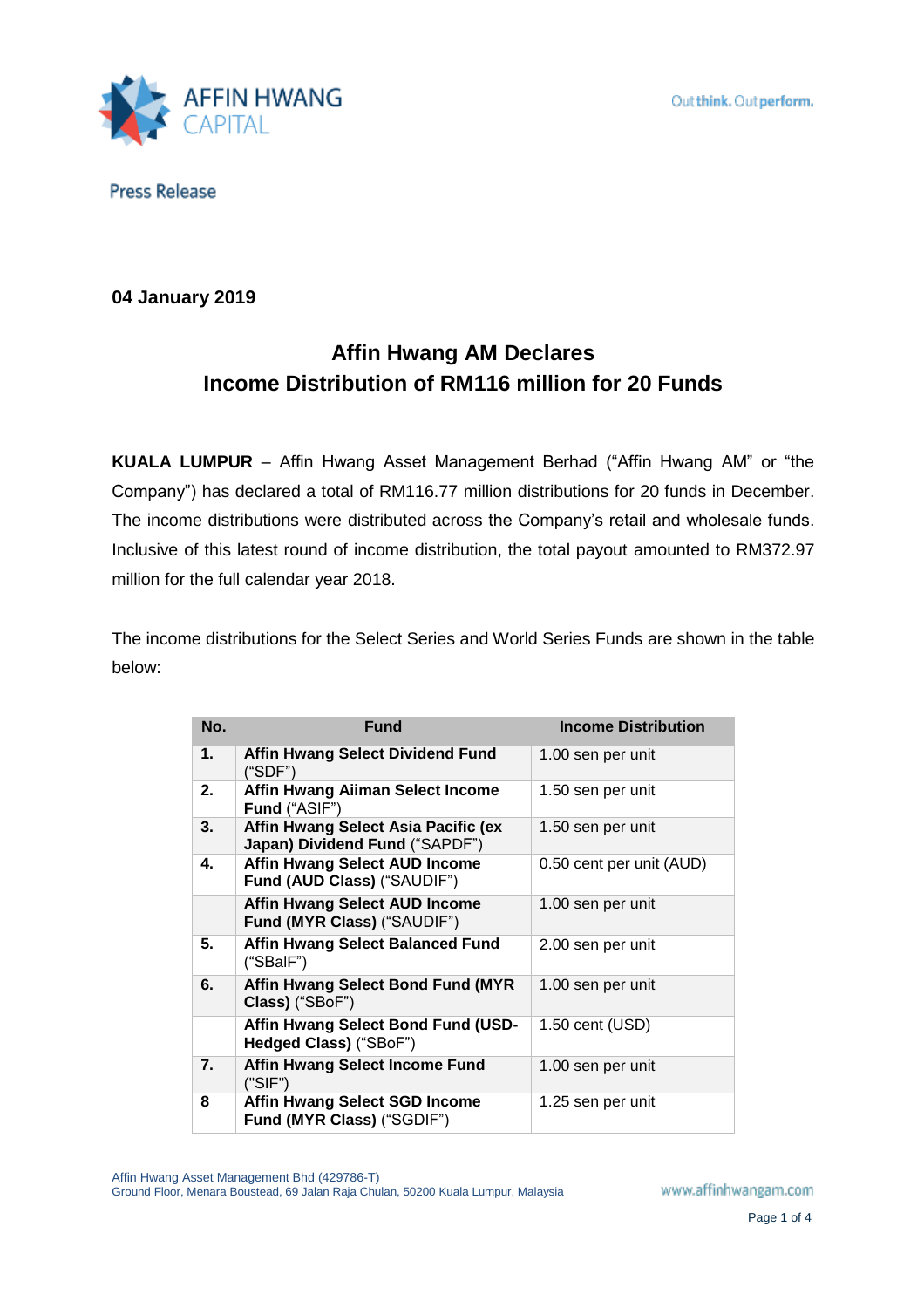Press Release

**04 January 2019**

## Affin Hwang AM Declares Income Distribution of RM116 million for 20 Funds

**KUALA LUMPUR** – Affin Hwang Asset Management Berhad ("Affin Hwang AM" or "the Company") has declared a total of RM116.77 million distributions for 20 funds in December. The income distributions were distributed across the Company's retail and wholesale funds. Inclusive of this latest round of income distribution, the total payout amounted to RM372.97 million for the full calendar year 2018.

The income distributions for the Select Series and World Series Funds are shown in the table below:

| No. | Fund | Income Distribution |
|---|---|---|
| 1. | **Affin Hwang Select Dividend Fund** ("SDF") | 1.00 sen per unit |
| 2. | **Affin Hwang Aiiman Select Income Fund** ("ASIF") | 1.50 sen per unit |
| 3. | **Affin Hwang Select Asia Pacific (ex Japan) Dividend Fund** ("SAPDF") | 1.50 sen per unit |
| 4. | **Affin Hwang Select AUD Income Fund (AUD Class)** ("SAUDIF") | 0.50 cent per unit (AUD) |
| | **Affin Hwang Select AUD Income Fund (MYR Class)** ("SAUDIF") | 1.00 sen per unit |
| 5. | **Affin Hwang Select Balanced Fund** ("SBalF") | 2.00 sen per unit |
| 6. | **Affin Hwang Select Bond Fund (MYR Class)** ("SBoF") | 1.00 sen per unit |
| | **Affin Hwang Select Bond Fund (USD-Hedged Class)** ("SBoF") | 1.50 cent (USD) |
| 7. | **Affin Hwang Select Income Fund** ("SIF") | 1.00 sen per unit |
| 8 | **Affin Hwang Select SGD Income Fund (MYR Class)** ("SGDIF") | 1.25 sen per unit |

Affin Hwang Asset Management Bhd (429786-T)
Ground Floor, Menara Boustead, 69 Jalan Raja Chulan, 50200 Kuala Lumpur, Malaysia
www.affinhwangam.com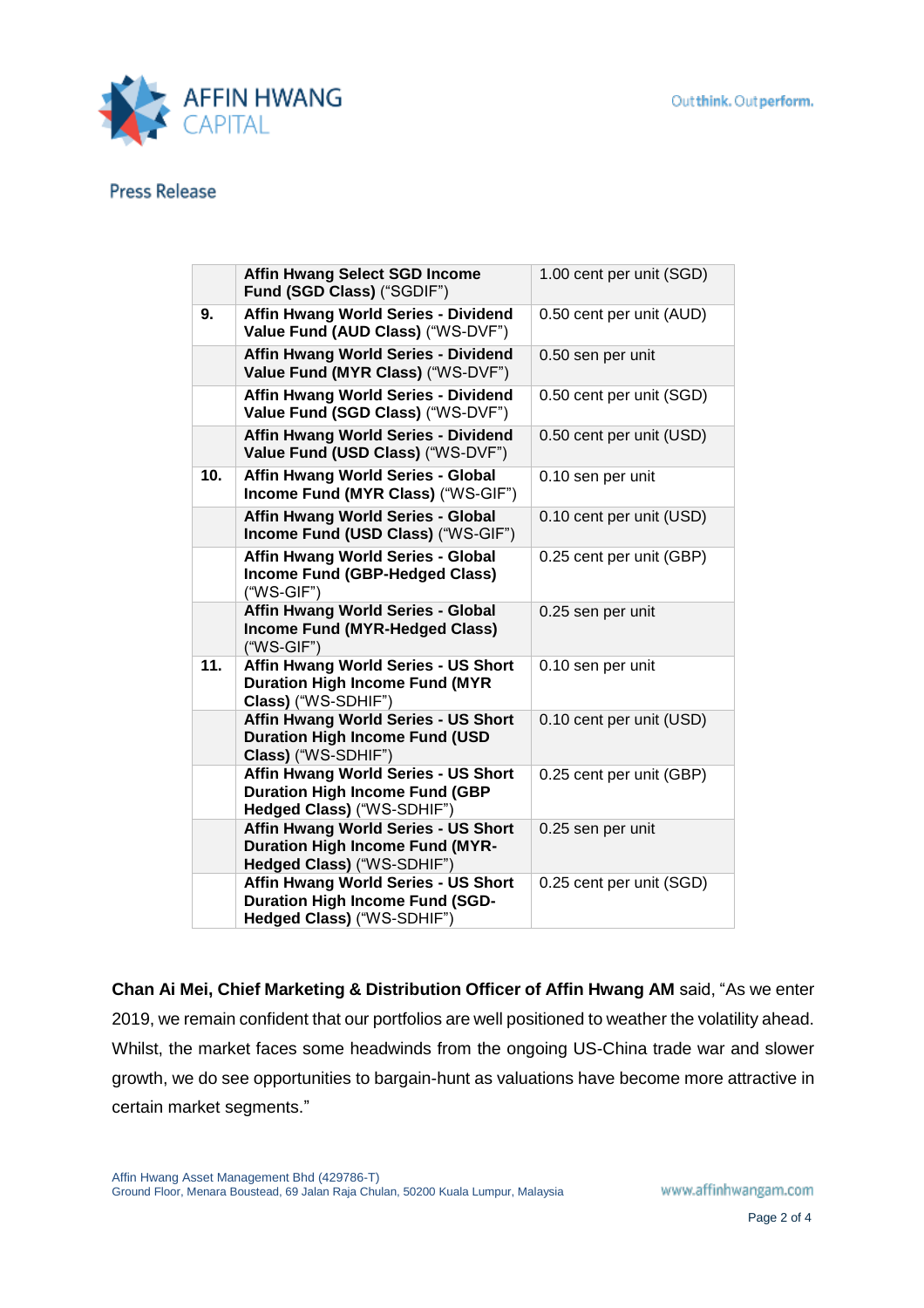Press Release

| | | |
|---|---|---|
| | **Affin Hwang Select SGD Income Fund (SGD Class)** ("SGDIF") | 1.00 cent per unit (SGD) |
| **9.** | **Affin Hwang World Series - Dividend Value Fund (AUD Class)** ("WS-DVF") | 0.50 cent per unit (AUD) |
| | **Affin Hwang World Series - Dividend Value Fund (MYR Class)** ("WS-DVF") | 0.50 sen per unit |
| | **Affin Hwang World Series - Dividend Value Fund (SGD Class)** ("WS-DVF") | 0.50 cent per unit (SGD) |
| | **Affin Hwang World Series - Dividend Value Fund (USD Class)** ("WS-DVF") | 0.50 cent per unit (USD) |
| **10.** | **Affin Hwang World Series - Global Income Fund (MYR Class)** ("WS-GIF") | 0.10 sen per unit |
| | **Affin Hwang World Series - Global Income Fund (USD Class)** ("WS-GIF") | 0.10 cent per unit (USD) |
| | **Affin Hwang World Series - Global Income Fund (GBP-Hedged Class)** ("WS-GIF") | 0.25 cent per unit (GBP) |
| | **Affin Hwang World Series - Global Income Fund (MYR-Hedged Class)** ("WS-GIF") | 0.25 sen per unit |
| **11.** | **Affin Hwang World Series - US Short Duration High Income Fund (MYR Class)** ("WS-SDHIF") | 0.10 sen per unit |
| | **Affin Hwang World Series - US Short Duration High Income Fund (USD Class)** ("WS-SDHIF") | 0.10 cent per unit (USD) |
| | **Affin Hwang World Series - US Short Duration High Income Fund (GBP Hedged Class)** ("WS-SDHIF") | 0.25 cent per unit (GBP) |
| | **Affin Hwang World Series - US Short Duration High Income Fund (MYR-Hedged Class)** ("WS-SDHIF") | 0.25 sen per unit |
| | **Affin Hwang World Series - US Short Duration High Income Fund (SGD-Hedged Class)** ("WS-SDHIF") | 0.25 cent per unit (SGD) |

**Chan Ai Mei, Chief Marketing & Distribution Officer of Affin Hwang AM** said, "As we enter 2019, we remain confident that our portfolios are well positioned to weather the volatility ahead. Whilst, the market faces some headwinds from the ongoing US-China trade war and slower growth, we do see opportunities to bargain-hunt as valuations have become more attractive in certain market segments."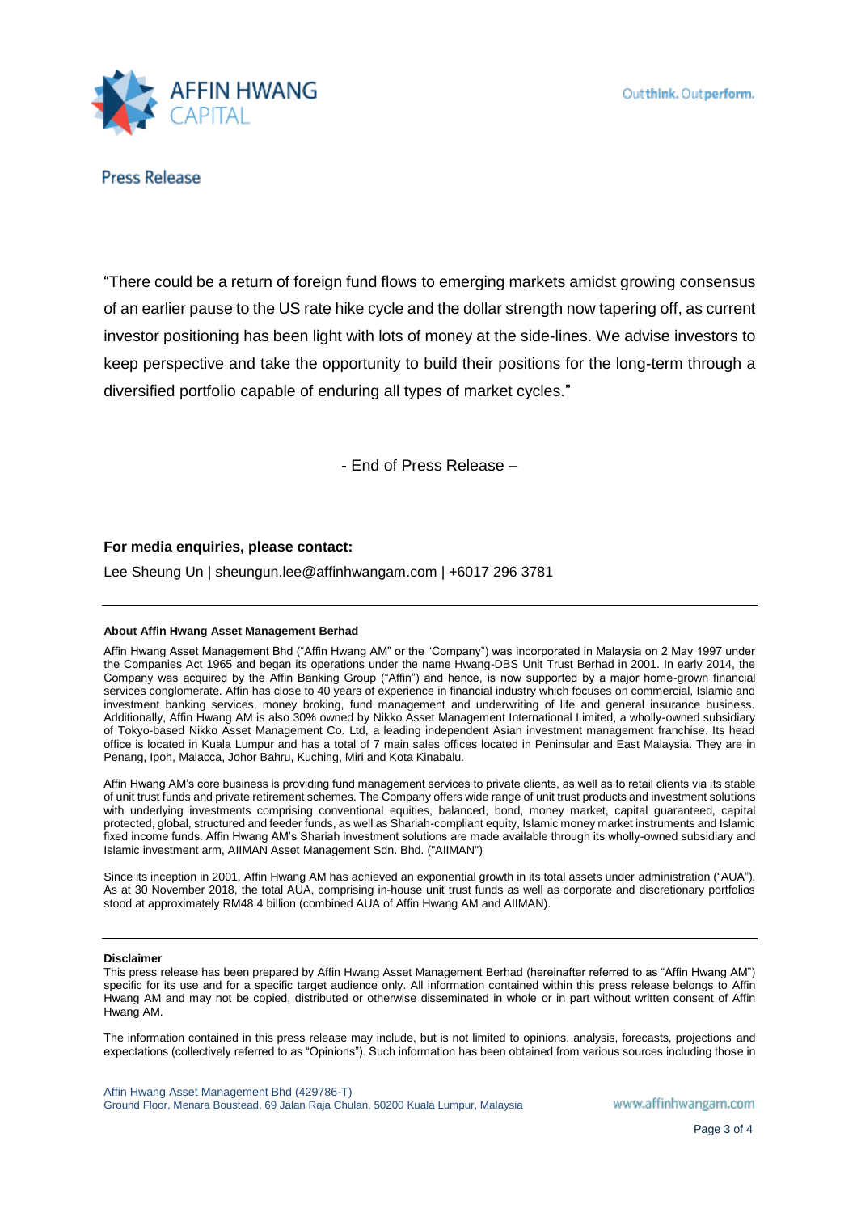"There could be a return of foreign fund flows to emerging markets amidst growing consensus of an earlier pause to the US rate hike cycle and the dollar strength now tapering off, as current investor positioning has been light with lots of money at the side-lines. We advise investors to keep perspective and take the opportunity to build their positions for the long-term through a diversified portfolio capable of enduring all types of market cycles."

- End of Press Release –

**For media enquiries, please contact:**

Lee Sheung Un | sheungun.lee@affinhwangam.com | +6017 296 3781

---

**About Affin Hwang Asset Management Berhad**

Affin Hwang Asset Management Bhd ("Affin Hwang AM" or the "Company") was incorporated in Malaysia on 2 May 1997 under the Companies Act 1965 and began its operations under the name Hwang-DBS Unit Trust Berhad in 2001. In early 2014, the Company was acquired by the Affin Banking Group ("Affin") and hence, is now supported by a major home-grown financial services conglomerate. Affin has close to 40 years of experience in financial industry which focuses on commercial, Islamic and investment banking services, money broking, fund management and underwriting of life and general insurance business. Additionally, Affin Hwang AM is also 30% owned by Nikko Asset Management International Limited, a wholly-owned subsidiary of Tokyo-based Nikko Asset Management Co. Ltd, a leading independent Asian investment management franchise. Its head office is located in Kuala Lumpur and has a total of 7 main sales offices located in Peninsular and East Malaysia. They are in Penang, Ipoh, Malacca, Johor Bahru, Kuching, Miri and Kota Kinabalu.

Affin Hwang AM's core business is providing fund management services to private clients, as well as to retail clients via its stable of unit trust funds and private retirement schemes. The Company offers wide range of unit trust products and investment solutions with underlying investments comprising conventional equities, balanced, bond, money market, capital guaranteed, capital protected, global, structured and feeder funds, as well as Shariah-compliant equity, Islamic money market instruments and Islamic fixed income funds. Affin Hwang AM's Shariah investment solutions are made available through its wholly-owned subsidiary and Islamic investment arm, AIIMAN Asset Management Sdn. Bhd. ("AIIMAN")

Since its inception in 2001, Affin Hwang AM has achieved an exponential growth in its total assets under administration ("AUA"). As at 30 November 2018, the total AUA, comprising in-house unit trust funds as well as corporate and discretionary portfolios stood at approximately RM48.4 billion (combined AUA of Affin Hwang AM and AIIMAN).

---

**Disclaimer**

This press release has been prepared by Affin Hwang Asset Management Berhad (hereinafter referred to as "Affin Hwang AM") specific for its use and for a specific target audience only. All information contained within this press release belongs to Affin Hwang AM and may not be copied, distributed or otherwise disseminated in whole or in part without written consent of Affin Hwang AM.

The information contained in this press release may include, but is not limited to opinions, analysis, forecasts, projections and expectations (collectively referred to as "Opinions"). Such information has been obtained from various sources including those in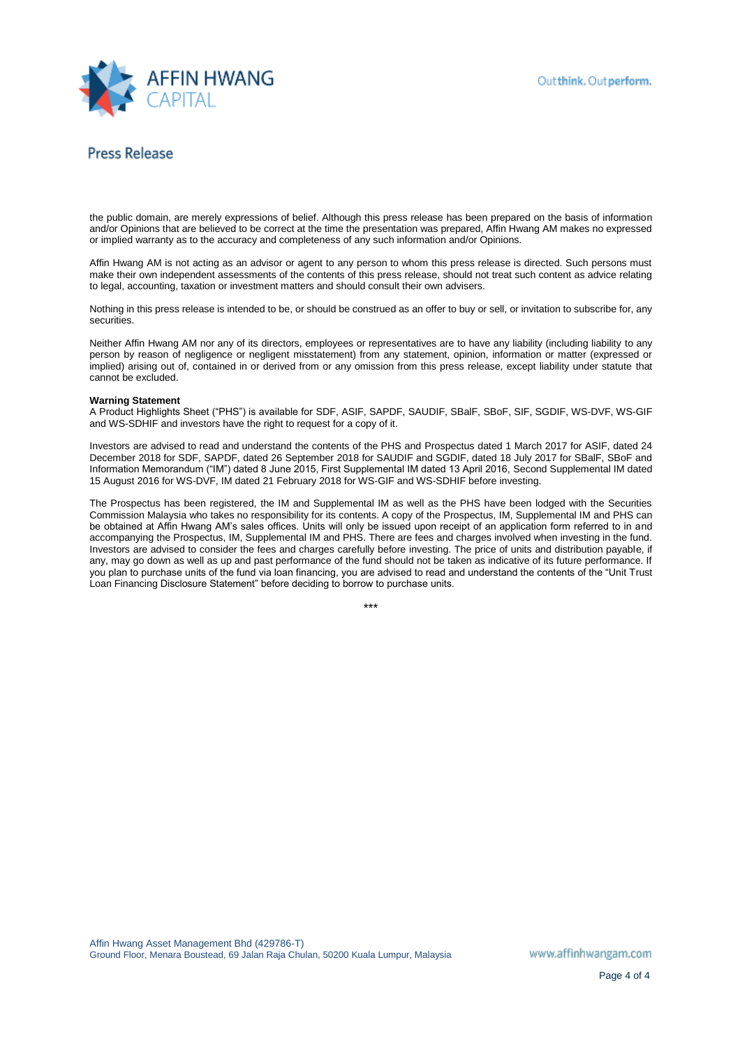the public domain, are merely expressions of belief. Although this press release has been prepared on the basis of information and/or Opinions that are believed to be correct at the time the presentation was prepared, Affin Hwang AM makes no expressed or implied warranty as to the accuracy and completeness of any such information and/or Opinions.

Affin Hwang AM is not acting as an advisor or agent to any person to whom this press release is directed. Such persons must make their own independent assessments of the contents of this press release, should not treat such content as advice relating to legal, accounting, taxation or investment matters and should consult their own advisers.

Nothing in this press release is intended to be, or should be construed as an offer to buy or sell, or invitation to subscribe for, any securities.

Neither Affin Hwang AM nor any of its directors, employees or representatives are to have any liability (including liability to any person by reason of negligence or negligent misstatement) from any statement, opinion, information or matter (expressed or implied) arising out of, contained in or derived from or any omission from this press release, except liability under statute that cannot be excluded.

**Warning Statement**

A Product Highlights Sheet ("PHS") is available for SDF, ASIF, SAPDF, SAUDIF, SBalF, SBoF, SIF, SGDIF, WS-DVF, WS-GIF and WS-SDHIF and investors have the right to request for a copy of it.

Investors are advised to read and understand the contents of the PHS and Prospectus dated 1 March 2017 for ASIF, dated 24 December 2018 for SDF, SAPDF, dated 26 September 2018 for SAUDIF and SGDIF, dated 18 July 2017 for SBalF, SBoF and Information Memorandum ("IM") dated 8 June 2015, First Supplemental IM dated 13 April 2016, Second Supplemental IM dated 15 August 2016 for WS-DVF, IM dated 21 February 2018 for WS-GIF and WS-SDHIF before investing.

The Prospectus has been registered, the IM and Supplemental IM as well as the PHS have been lodged with the Securities Commission Malaysia who takes no responsibility for its contents. A copy of the Prospectus, IM, Supplemental IM and PHS can be obtained at Affin Hwang AM's sales offices. Units will only be issued upon receipt of an application form referred to in and accompanying the Prospectus, IM, Supplemental IM and PHS. There are fees and charges involved when investing in the fund. Investors are advised to consider the fees and charges carefully before investing. The price of units and distribution payable, if any, may go down as well as up and past performance of the fund should not be taken as indicative of its future performance. If you plan to purchase units of the fund via loan financing, you are advised to read and understand the contents of the "Unit Trust Loan Financing Disclosure Statement" before deciding to borrow to purchase units.

***